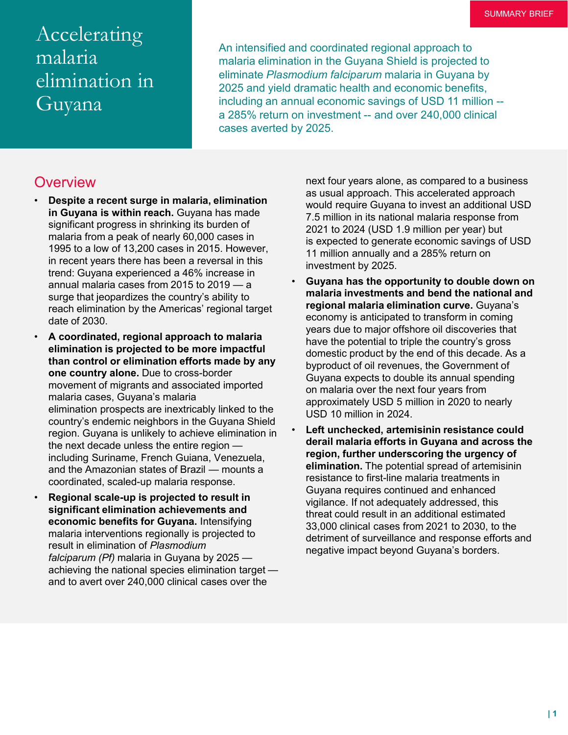SUMMARY BRIEF

# Accelerating malaria elimination in Guyana

An intensified and coordinated regional approach to malaria elimination in the Guyana Shield is projected to eliminate *Plasmodium falciparum* malaria in Guyana by 2025 and yield dramatic health and economic benefits, including an annual economic savings of USD 11 million -- a 285% return on investment -- and over 240,000 clinical cases averted by 2025.

## Overview

- **Despite a recent surge in malaria, elimination in Guyana is within reach.** Guyana has made significant progress in shrinking its burden of malaria from a peak of nearly 60,000 cases in 1995 to a low of 13,200 cases in 2015. However, in recent years there has been a reversal in this trend: Guyana experienced a 46% increase in annual malaria cases from 2015 to 2019 — a surge that jeopardizes the country's ability to reach elimination by the Americas' regional target date of 2030.
- **A coordinated, regional approach to malaria elimination is projected to be more impactful than control or elimination efforts made by any one country alone.** Due to cross-border movement of migrants and associated imported malaria cases, Guyana's malaria elimination prospects are inextricably linked to the country's endemic neighbors in the Guyana Shield region. Guyana is unlikely to achieve elimination in the next decade unless the entire region — including Suriname, French Guiana, Venezuela, and the Amazonian states of Brazil — mounts a coordinated, scaled-up malaria response.
- **Regional scale-up is projected to result in significant elimination achievements and economic benefits for Guyana.** Intensifying malaria interventions regionally is projected to result in elimination of *Plasmodium falciparum (Pf)* malaria in Guyana by 2025 — achieving the national species elimination target — and to avert over 240,000 clinical cases over the next four years alone, as compared to a business as usual approach. This accelerated approach would require Guyana to invest an additional USD 7.5 million in its national malaria response from 2021 to 2024 (USD 1.9 million per year) but is expected to generate economic savings of USD 11 million annually and a 285% return on investment by 2025.
- **Guyana has the opportunity to double down on malaria investments and bend the national and regional malaria elimination curve.** Guyana's economy is anticipated to transform in coming years due to major offshore oil discoveries that have the potential to triple the country's gross domestic product by the end of this decade. As a byproduct of oil revenues, the Government of Guyana expects to double its annual spending on malaria over the next four years from approximately USD 5 million in 2020 to nearly USD 10 million in 2024.
- **Left unchecked, artemisinin resistance could derail malaria efforts in Guyana and across the region, further underscoring the urgency of elimination.** The potential spread of artemisinin resistance to first-line malaria treatments in Guyana requires continued and enhanced vigilance. If not adequately addressed, this threat could result in an additional estimated 33,000 clinical cases from 2021 to 2030, to the detriment of surveillance and response efforts and negative impact beyond Guyana's borders.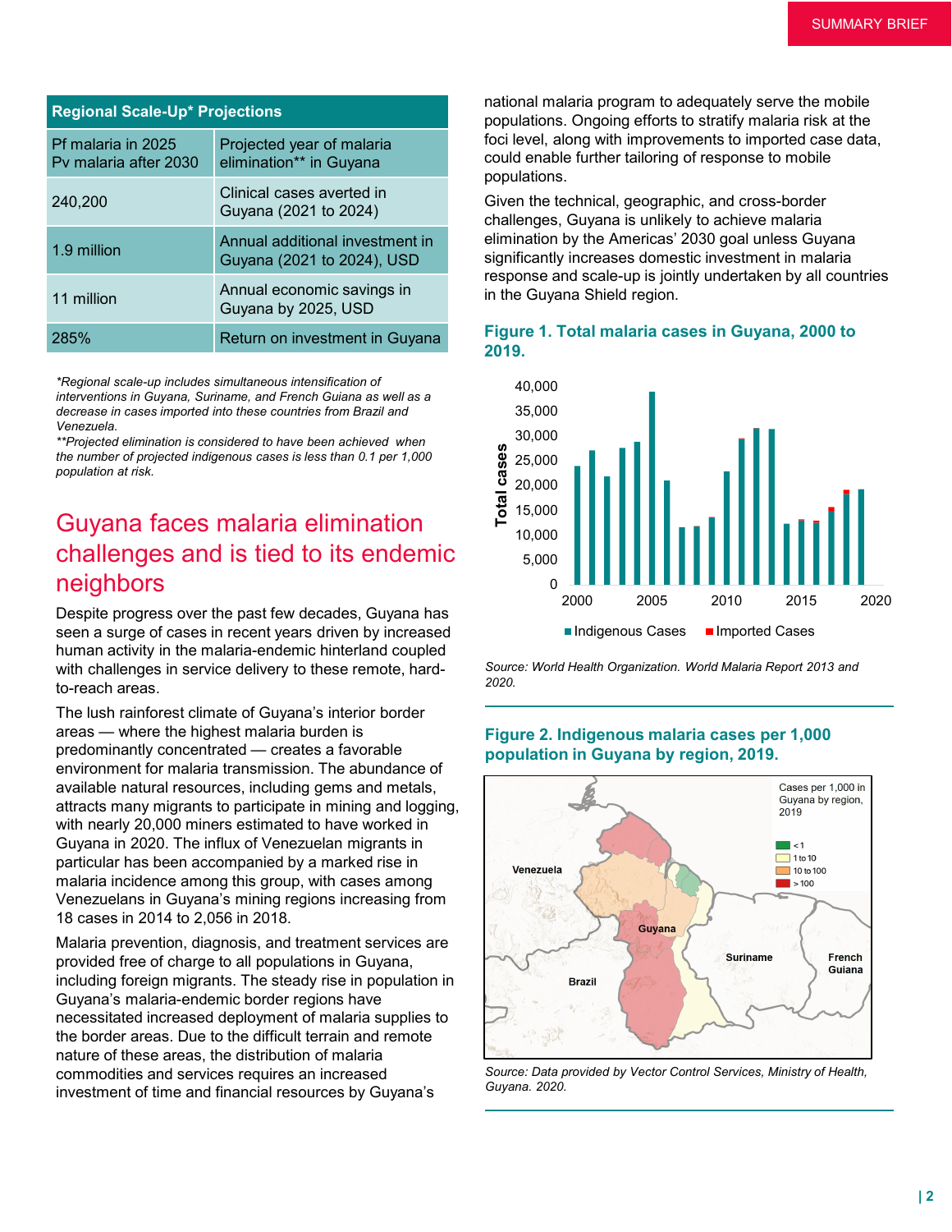| Regional Scale-Up* Projections | |
|---|---|
| Pf malaria in 2025<br>Pv malaria after 2030 | Projected year of malaria elimination** in Guyana |
| 240,200 | Clinical cases averted in Guyana (2021 to 2024) |
| 1.9 million | Annual additional investment in Guyana (2021 to 2024), USD |
| 11 million | Annual economic savings in Guyana by 2025, USD |
| 285% | Return on investment in Guyana |

*Regional scale-up includes simultaneous intensification of interventions in Guyana, Suriname, and French Guiana as well as a decrease in cases imported into these countries from Brazil and Venezuela.*
*\*\*Projected elimination is considered to have been achieved when the number of projected indigenous cases is less than 0.1 per 1,000 population at risk.*

# Guyana faces malaria elimination challenges and is tied to its endemic neighbors

Despite progress over the past few decades, Guyana has seen a surge of cases in recent years driven by increased human activity in the malaria-endemic hinterland coupled with challenges in service delivery to these remote, hard-to-reach areas.

The lush rainforest climate of Guyana's interior border areas — where the highest malaria burden is predominantly concentrated — creates a favorable environment for malaria transmission. The abundance of available natural resources, including gems and metals, attracts many migrants to participate in mining and logging, with nearly 20,000 miners estimated to have worked in Guyana in 2020. The influx of Venezuelan migrants in particular has been accompanied by a marked rise in malaria incidence among this group, with cases among Venezuelans in Guyana's mining regions increasing from 18 cases in 2014 to 2,056 in 2018.

Malaria prevention, diagnosis, and treatment services are provided free of charge to all populations in Guyana, including foreign migrants. The steady rise in population in Guyana's malaria-endemic border regions have necessitated increased deployment of malaria supplies to the border areas. Due to the difficult terrain and remote nature of these areas, the distribution of malaria commodities and services requires an increased investment of time and financial resources by Guyana's national malaria program to adequately serve the mobile populations. Ongoing efforts to stratify malaria risk at the foci level, along with improvements to imported case data, could enable further tailoring of response to mobile populations.

Given the technical, geographic, and cross-border challenges, Guyana is unlikely to achieve malaria elimination by the Americas' 2030 goal unless Guyana significantly increases domestic investment in malaria response and scale-up is jointly undertaken by all countries in the Guyana Shield region.

**Figure 1. Total malaria cases in Guyana, 2000 to 2019.**

*Source: World Health Organization. World Malaria Report 2013 and 2020.*

**Figure 2. Indigenous malaria cases per 1,000 population in Guyana by region, 2019.**

*Source: Data provided by Vector Control Services, Ministry of Health, Guyana. 2020.*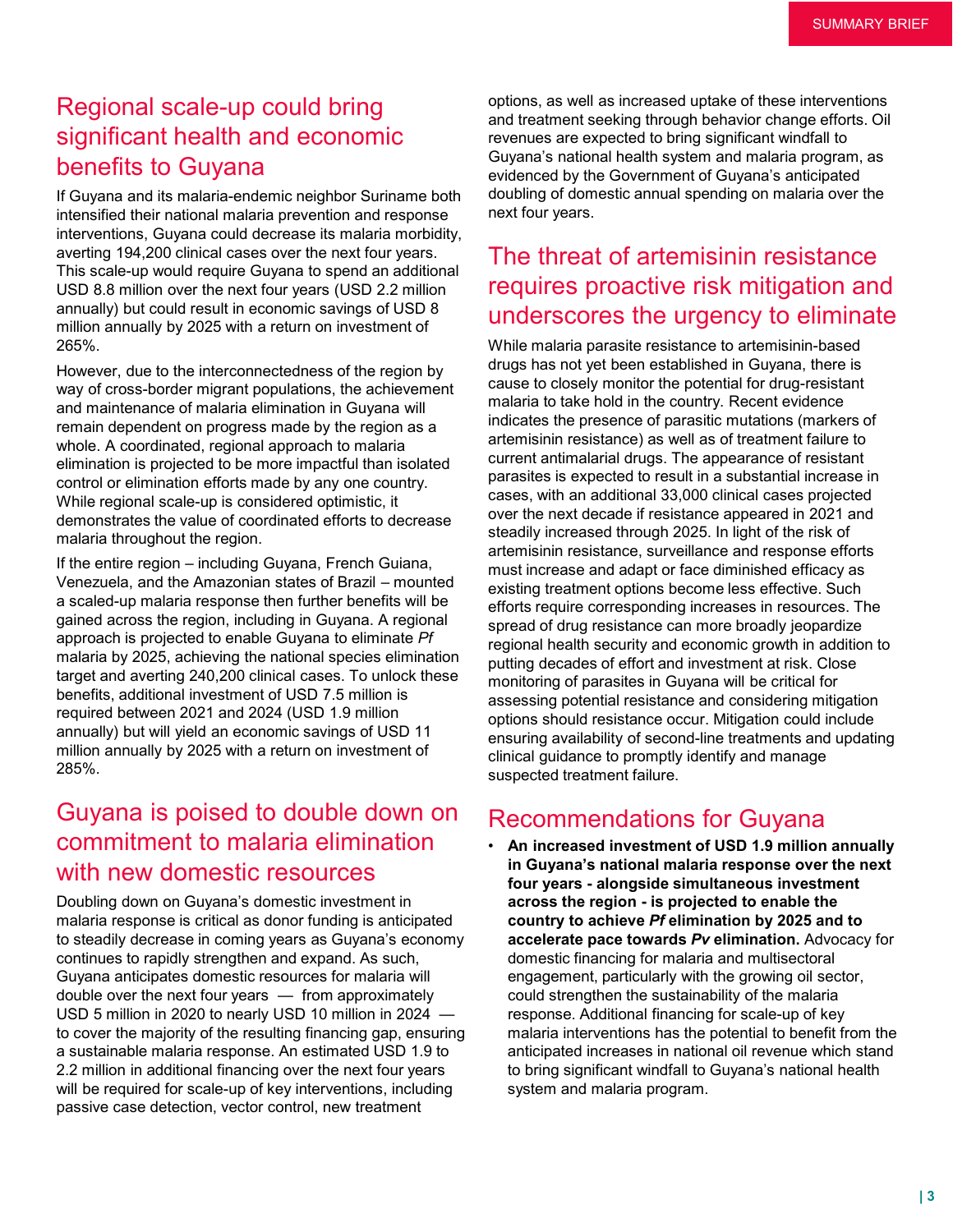## Regional scale-up could bring significant health and economic benefits to Guyana

If Guyana and its malaria-endemic neighbor Suriname both intensified their national malaria prevention and response interventions, Guyana could decrease its malaria morbidity, averting 194,200 clinical cases over the next four years. This scale-up would require Guyana to spend an additional USD 8.8 million over the next four years (USD 2.2 million annually) but could result in economic savings of USD 8 million annually by 2025 with a return on investment of 265%.

However, due to the interconnectedness of the region by way of cross-border migrant populations, the achievement and maintenance of malaria elimination in Guyana will remain dependent on progress made by the region as a whole. A coordinated, regional approach to malaria elimination is projected to be more impactful than isolated control or elimination efforts made by any one country. While regional scale-up is considered optimistic, it demonstrates the value of coordinated efforts to decrease malaria throughout the region.

If the entire region – including Guyana, French Guiana, Venezuela, and the Amazonian states of Brazil – mounted a scaled-up malaria response then further benefits will be gained across the region, including in Guyana. A regional approach is projected to enable Guyana to eliminate *Pf* malaria by 2025, achieving the national species elimination target and averting 240,200 clinical cases. To unlock these benefits, additional investment of USD 7.5 million is required between 2021 and 2024 (USD 1.9 million annually) but will yield an economic savings of USD 11 million annually by 2025 with a return on investment of 285%.

## Guyana is poised to double down on commitment to malaria elimination with new domestic resources

Doubling down on Guyana's domestic investment in malaria response is critical as donor funding is anticipated to steadily decrease in coming years as Guyana's economy continues to rapidly strengthen and expand. As such, Guyana anticipates domestic resources for malaria will double over the next four years — from approximately USD 5 million in 2020 to nearly USD 10 million in 2024 — to cover the majority of the resulting financing gap, ensuring a sustainable malaria response. An estimated USD 1.9 to 2.2 million in additional financing over the next four years will be required for scale-up of key interventions, including passive case detection, vector control, new treatment options, as well as increased uptake of these interventions and treatment seeking through behavior change efforts. Oil revenues are expected to bring significant windfall to Guyana's national health system and malaria program, as evidenced by the Government of Guyana's anticipated doubling of domestic annual spending on malaria over the next four years.

## The threat of artemisinin resistance requires proactive risk mitigation and underscores the urgency to eliminate

While malaria parasite resistance to artemisinin-based drugs has not yet been established in Guyana, there is cause to closely monitor the potential for drug-resistant malaria to take hold in the country. Recent evidence indicates the presence of parasitic mutations (markers of artemisinin resistance) as well as of treatment failure to current antimalarial drugs. The appearance of resistant parasites is expected to result in a substantial increase in cases, with an additional 33,000 clinical cases projected over the next decade if resistance appeared in 2021 and steadily increased through 2025. In light of the risk of artemisinin resistance, surveillance and response efforts must increase and adapt or face diminished efficacy as existing treatment options become less effective. Such efforts require corresponding increases in resources. The spread of drug resistance can more broadly jeopardize regional health security and economic growth in addition to putting decades of effort and investment at risk. Close monitoring of parasites in Guyana will be critical for assessing potential resistance and considering mitigation options should resistance occur. Mitigation could include ensuring availability of second-line treatments and updating clinical guidance to promptly identify and manage suspected treatment failure.

## Recommendations for Guyana

- **An increased investment of USD 1.9 million annually in Guyana's national malaria response over the next four years - alongside simultaneous investment across the region - is projected to enable the country to achieve *Pf* elimination by 2025 and to accelerate pace towards *Pv* elimination.** Advocacy for domestic financing for malaria and multisectoral engagement, particularly with the growing oil sector, could strengthen the sustainability of the malaria response. Additional financing for scale-up of key malaria interventions has the potential to benefit from the anticipated increases in national oil revenue which stand to bring significant windfall to Guyana's national health system and malaria program.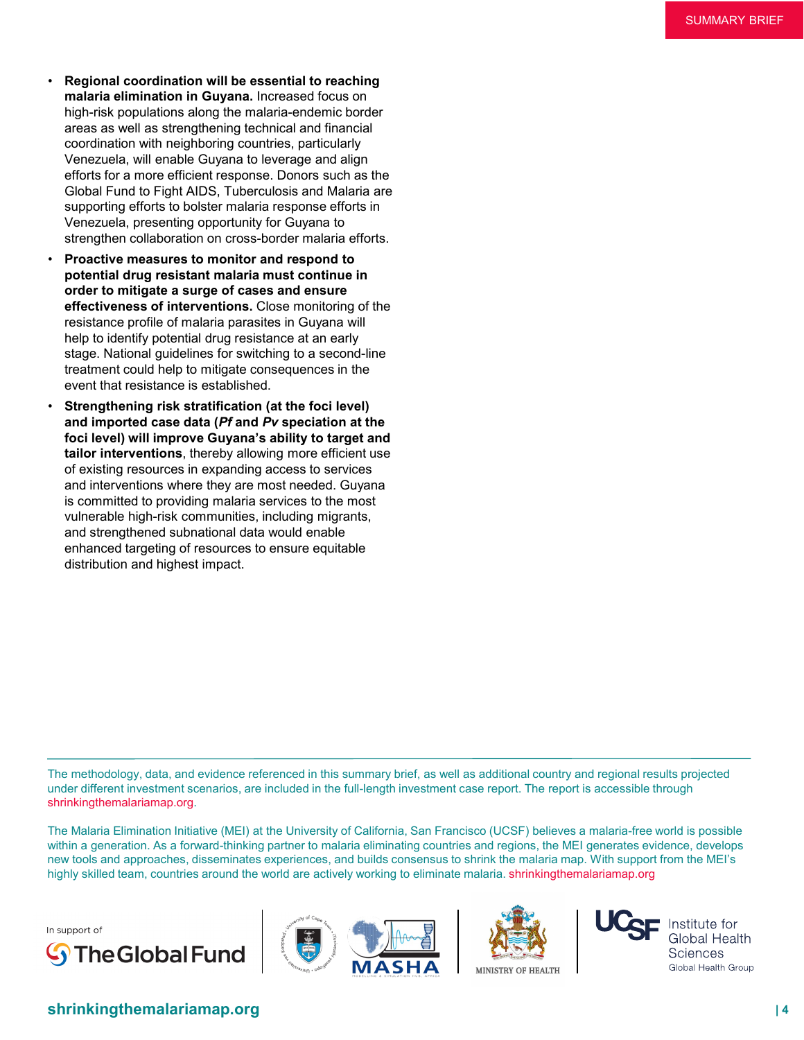- **Regional coordination will be essential to reaching malaria elimination in Guyana.** Increased focus on high-risk populations along the malaria-endemic border areas as well as strengthening technical and financial coordination with neighboring countries, particularly Venezuela, will enable Guyana to leverage and align efforts for a more efficient response. Donors such as the Global Fund to Fight AIDS, Tuberculosis and Malaria are supporting efforts to bolster malaria response efforts in Venezuela, presenting opportunity for Guyana to strengthen collaboration on cross-border malaria efforts.
- **Proactive measures to monitor and respond to potential drug resistant malaria must continue in order to mitigate a surge of cases and ensure effectiveness of interventions.** Close monitoring of the resistance profile of malaria parasites in Guyana will help to identify potential drug resistance at an early stage. National guidelines for switching to a second-line treatment could help to mitigate consequences in the event that resistance is established.
- **Strengthening risk stratification (at the foci level) and imported case data (*Pf* and *Pv* speciation at the foci level) will improve Guyana's ability to target and tailor interventions**, thereby allowing more efficient use of existing resources in expanding access to services and interventions where they are most needed. Guyana is committed to providing malaria services to the most vulnerable high-risk communities, including migrants, and strengthened subnational data would enable enhanced targeting of resources to ensure equitable distribution and highest impact.

---

The methodology, data, and evidence referenced in this summary brief, as well as additional country and regional results projected under different investment scenarios, are included in the full-length investment case report. The report is accessible through shrinkingthemalariamap.org.

The Malaria Elimination Initiative (MEI) at the University of California, San Francisco (UCSF) believes a malaria-free world is possible within a generation. As a forward-thinking partner to malaria eliminating countries and regions, the MEI generates evidence, develops new tools and approaches, disseminates experiences, and builds consensus to shrink the malaria map. With support from the MEI's highly skilled team, countries around the world are actively working to eliminate malaria. shrinkingthemalariamap.org

In support of The Global Fund | University of Cape Town | MASHA | Ministry of Health | UCSF Institute for Global Health Sciences, Global Health Group